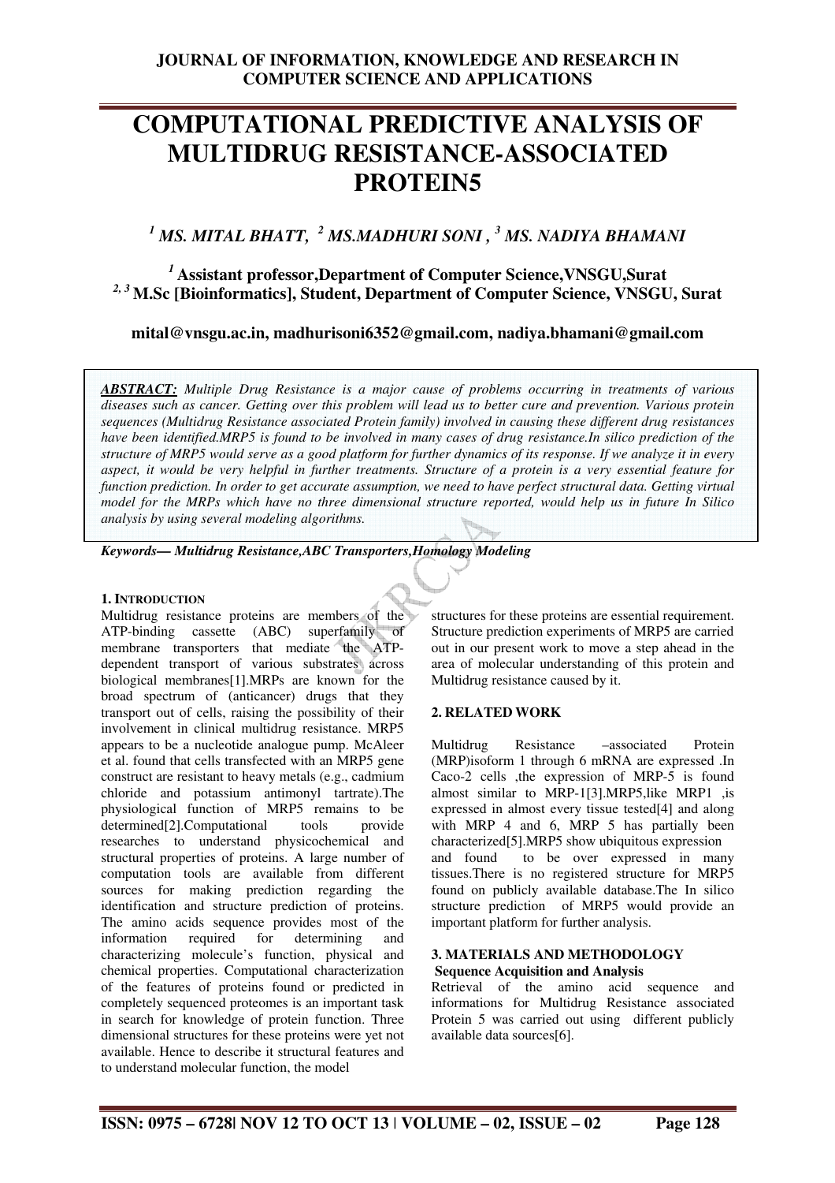# COMPUTATIONAL PREDICTIVE ANALYSIS OF MULTIDRUG RESISTANCE-ASSOCIATED PROTEIN5

***[1] MS. MITAL BHATT, [2] MS.MADHURI SONI , [3] MS. NADIYA BHAMANI***

**[1] Assistant professor,Department of Computer Science,VNSGU,Surat**
**[2, 3] M.Sc [Bioinformatics], Student, Department of Computer Science, VNSGU, Surat**

**mital@vnsgu.ac.in, madhurisoni6352@gmail.com, nadiya.bhamani@gmail.com**

***ABSTRACT:*** *Multiple Drug Resistance is a major cause of problems occurring in treatments of various diseases such as cancer. Getting over this problem will lead us to better cure and prevention. Various protein sequences (Multidrug Resistance associated Protein family) involved in causing these different drug resistances have been identified.MRP5 is found to be involved in many cases of drug resistance.In silico prediction of the structure of MRP5 would serve as a good platform for further dynamics of its response. If we analyze it in every aspect, it would be very helpful in further treatments. Structure of a protein is a very essential feature for function prediction. In order to get accurate assumption, we need to have perfect structural data. Getting virtual model for the MRPs which have no three dimensional structure reported, would help us in future In Silico analysis by using several modeling algorithms.*

***Keywords— Multidrug Resistance,ABC Transporters,Homology Modeling***

## 1. INTRODUCTION

Multidrug resistance proteins are members of the ATP-binding cassette (ABC) superfamily of membrane transporters that mediate the ATP-dependent transport of various substrates across biological membranes[1].MRPs are known for the broad spectrum of (anticancer) drugs that they transport out of cells, raising the possibility of their involvement in clinical multidrug resistance. MRP5 appears to be a nucleotide analogue pump. McAleer et al. found that cells transfected with an MRP5 gene construct are resistant to heavy metals (e.g., cadmium chloride and potassium antimonyl tartrate).The physiological function of MRP5 remains to be determined[2].Computational tools provide researches to understand physicochemical and structural properties of proteins. A large number of computation tools are available from different sources for making prediction regarding the identification and structure prediction of proteins. The amino acids sequence provides most of the information required for determining and characterizing molecule's function, physical and chemical properties. Computational characterization of the features of proteins found or predicted in completely sequenced proteomes is an important task in search for knowledge of protein function. Three dimensional structures for these proteins were yet not available. Hence to describe it structural features and to understand molecular function, the model structures for these proteins are essential requirement. Structure prediction experiments of MRP5 are carried out in our present work to move a step ahead in the area of molecular understanding of this protein and Multidrug resistance caused by it.

## 2. RELATED WORK

Multidrug Resistance –associated Protein (MRP)isoform 1 through 6 mRNA are expressed .In Caco-2 cells ,the expression of MRP-5 is found almost similar to MRP-1[3].MRP5,like MRP1 ,is expressed in almost every tissue tested[4] and along with MRP 4 and 6, MRP 5 has partially been characterized[5].MRP5 show ubiquitous expression and found to be over expressed in many tissues.There is no registered structure for MRP5 found on publicly available database.The In silico structure prediction of MRP5 would provide an important platform for further analysis.

## 3. MATERIALS AND METHODOLOGY

**Sequence Acquisition and Analysis**

Retrieval of the amino acid sequence and informations for Multidrug Resistance associated Protein 5 was carried out using different publicly available data sources[6].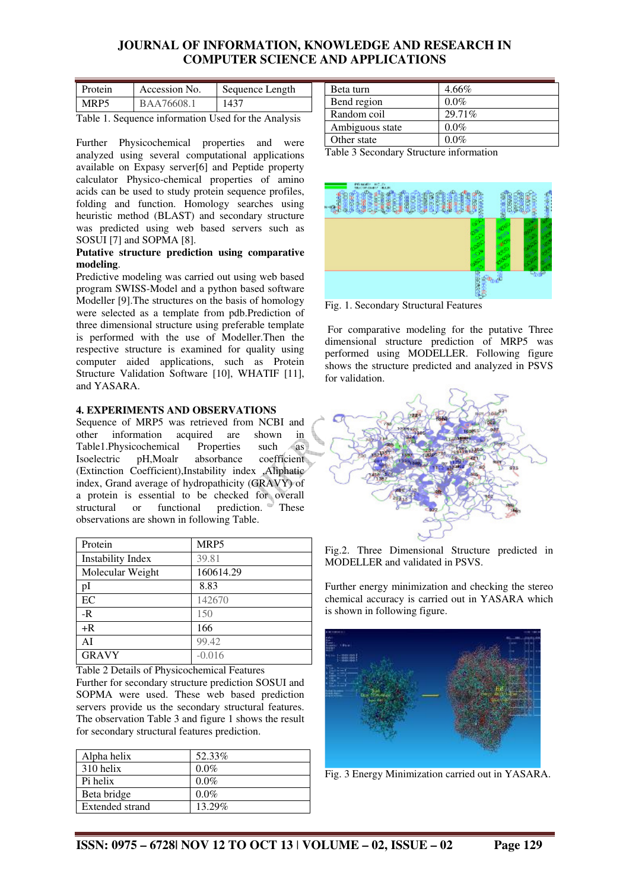| Protein | Accession No. | Sequence Length |
| --- | --- | --- |
| MRP5 | BAA76608.1 | 1437 |

Table 1. Sequence information Used for the Analysis

Further Physicochemical properties and were analyzed using several computational applications available on Expasy server[6] and Peptide property calculator Physico-chemical properties of amino acids can be used to study protein sequence profiles, folding and function. Homology searches using heuristic method (BLAST) and secondary structure was predicted using web based servers such as SOSUI [7] and SOPMA [8].

**Putative structure prediction using comparative modeling**.

Predictive modeling was carried out using web based program SWISS-Model and a python based software Modeller [9].The structures on the basis of homology were selected as a template from pdb.Prediction of three dimensional structure using preferable template is performed with the use of Modeller.Then the respective structure is examined for quality using computer aided applications, such as Protein Structure Validation Software [10], WHATIF [11], and YASARA.

### 4. EXPERIMENTS AND OBSERVATIONS

Sequence of MRP5 was retrieved from NCBI and other information acquired are shown in Table1.Physicochemical Properties such as Isoelectric pH,Moalr absorbance coefficient (Extinction Coefficient),Instability index ,Aliphatic index, Grand average of hydropathicity (GRAVY) of a protein is essential to be checked for overall structural or functional prediction. These observations are shown in following Table.

| Protein | MRP5 |
| --- | --- |
| Instability Index | 39.81 |
| Molecular Weight | 160614.29 |
| pI | 8.83 |
| EC | 142670 |
| -R | 150 |
| +R | 166 |
| AI | 99.42 |
| GRAVY | -0.016 |

Table 2 Details of Physicochemical Features

Further for secondary structure prediction SOSUI and SOPMA were used. These web based prediction servers provide us the secondary structural features. The observation Table 3 and figure 1 shows the result for secondary structural features prediction.

| Alpha helix | 52.33% |
| --- | --- |
| 310 helix | 0.0% |
| Pi helix | 0.0% |
| Beta bridge | 0.0% |
| Extended strand | 13.29% |
| Beta turn | 4.66% |
| Bend region | 0.0% |
| Random coil | 29.71% |
| Ambiguous state | 0.0% |
| Other state | 0.0% |

Table 3 Secondary Structure information

Fig. 1. Secondary Structural Features

For comparative modeling for the putative Three dimensional structure prediction of MRP5 was performed using MODELLER. Following figure shows the structure predicted and analyzed in PSVS for validation.

Fig.2. Three Dimensional Structure predicted in MODELLER and validated in PSVS.

Further energy minimization and checking the stereo chemical accuracy is carried out in YASARA which is shown in following figure.

Fig. 3 Energy Minimization carried out in YASARA.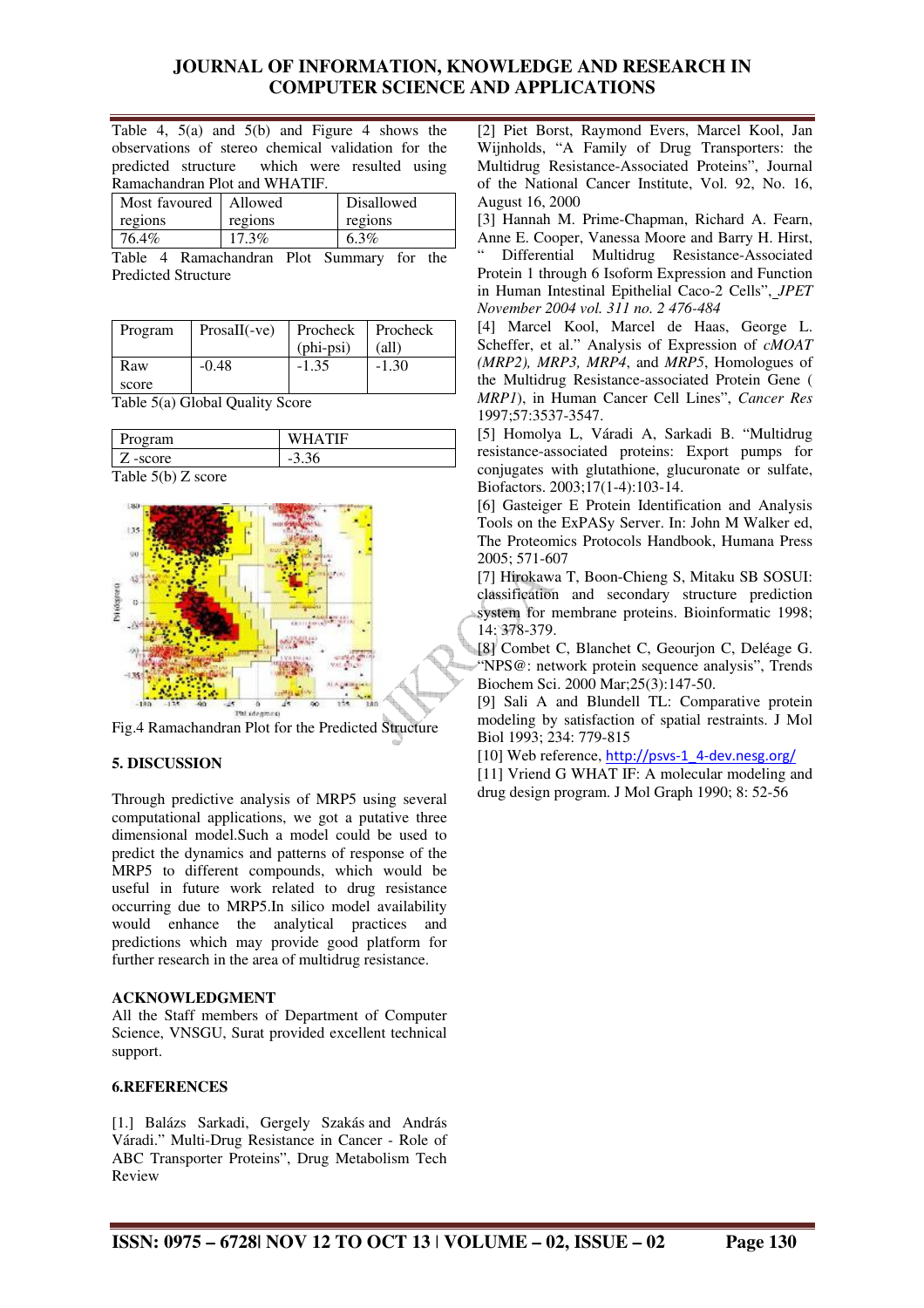Table 4, 5(a) and 5(b) and Figure 4 shows the observations of stereo chemical validation for the predicted structure which were resulted using Ramachandran Plot and WHATIF.

| Most favoured regions | Allowed regions | Disallowed regions |
|---|---|---|
| 76.4% | 17.3% | 6.3% |

Table 4 Ramachandran Plot Summary for the Predicted Structure

| Program | ProsaII(-ve) | Procheck (phi-psi) | Procheck (all) |
|---|---|---|---|
| Raw score | -0.48 | -1.35 | -1.30 |

Table 5(a) Global Quality Score

| Program | WHATIF |
|---|---|
| Z -score | -3.36 |

Table 5(b) Z score

180
135
90
45
0
-45
-90
-135
-180 -135 -90 -45 0 45 90 135 180
Psi (degrees)
Phi (degrees)

Fig.4 Ramachandran Plot for the Predicted Structure

## 5. DISCUSSION

Through predictive analysis of MRP5 using several computational applications, we got a putative three dimensional model.Such a model could be used to predict the dynamics and patterns of response of the MRP5 to different compounds, which would be useful in future work related to drug resistance occurring due to MRP5.In silico model availability would enhance the analytical practices and predictions which may provide good platform for further research in the area of multidrug resistance.

## ACKNOWLEDGMENT

All the Staff members of Department of Computer Science, VNSGU, Surat provided excellent technical support.

## 6.REFERENCES

[1.] Balázs Sarkadi, Gergely Szakás and András Váradi." Multi-Drug Resistance in Cancer - Role of ABC Transporter Proteins", Drug Metabolism Tech Review

[2] Piet Borst, Raymond Evers, Marcel Kool, Jan Wijnholds, "A Family of Drug Transporters: the Multidrug Resistance-Associated Proteins", Journal of the National Cancer Institute, Vol. 92, No. 16, August 16, 2000

[3] Hannah M. Prime-Chapman, Richard A. Fearn, Anne E. Cooper, Vanessa Moore and Barry H. Hirst, " Differential Multidrug Resistance-Associated Protein 1 through 6 Isoform Expression and Function in Human Intestinal Epithelial Caco-2 Cells", *JPET November 2004 vol. 311 no. 2 476-484*

[4] Marcel Kool, Marcel de Haas, George L. Scheffer, et al." Analysis of Expression of *cMOAT (MRP2), MRP3, MRP4*, and *MRP5*, Homologues of the Multidrug Resistance-associated Protein Gene ( *MRP1*), in Human Cancer Cell Lines", *Cancer Res* 1997;57:3537-3547.

[5] Homolya L, Váradi A, Sarkadi B. "Multidrug resistance-associated proteins: Export pumps for conjugates with glutathione, glucuronate or sulfate, Biofactors. 2003;17(1-4):103-14.

[6] Gasteiger E Protein Identification and Analysis Tools on the ExPASy Server. In: John M Walker ed, The Proteomics Protocols Handbook, Humana Press 2005; 571-607

[7] Hirokawa T, Boon-Chieng S, Mitaku SB SOSUI: classification and secondary structure prediction system for membrane proteins. Bioinformatic 1998; 14: 378-379.

[8] Combet C, Blanchet C, Geourjon C, Deléage G. "NPS@: network protein sequence analysis", Trends Biochem Sci. 2000 Mar;25(3):147-50.

[9] Sali A and Blundell TL: Comparative protein modeling by satisfaction of spatial restraints. J Mol Biol 1993; 234: 779-815

[10] Web reference, http://psvs-1_4-dev.nesg.org/

[11] Vriend G WHAT IF: A molecular modeling and drug design program. J Mol Graph 1990; 8: 52-56